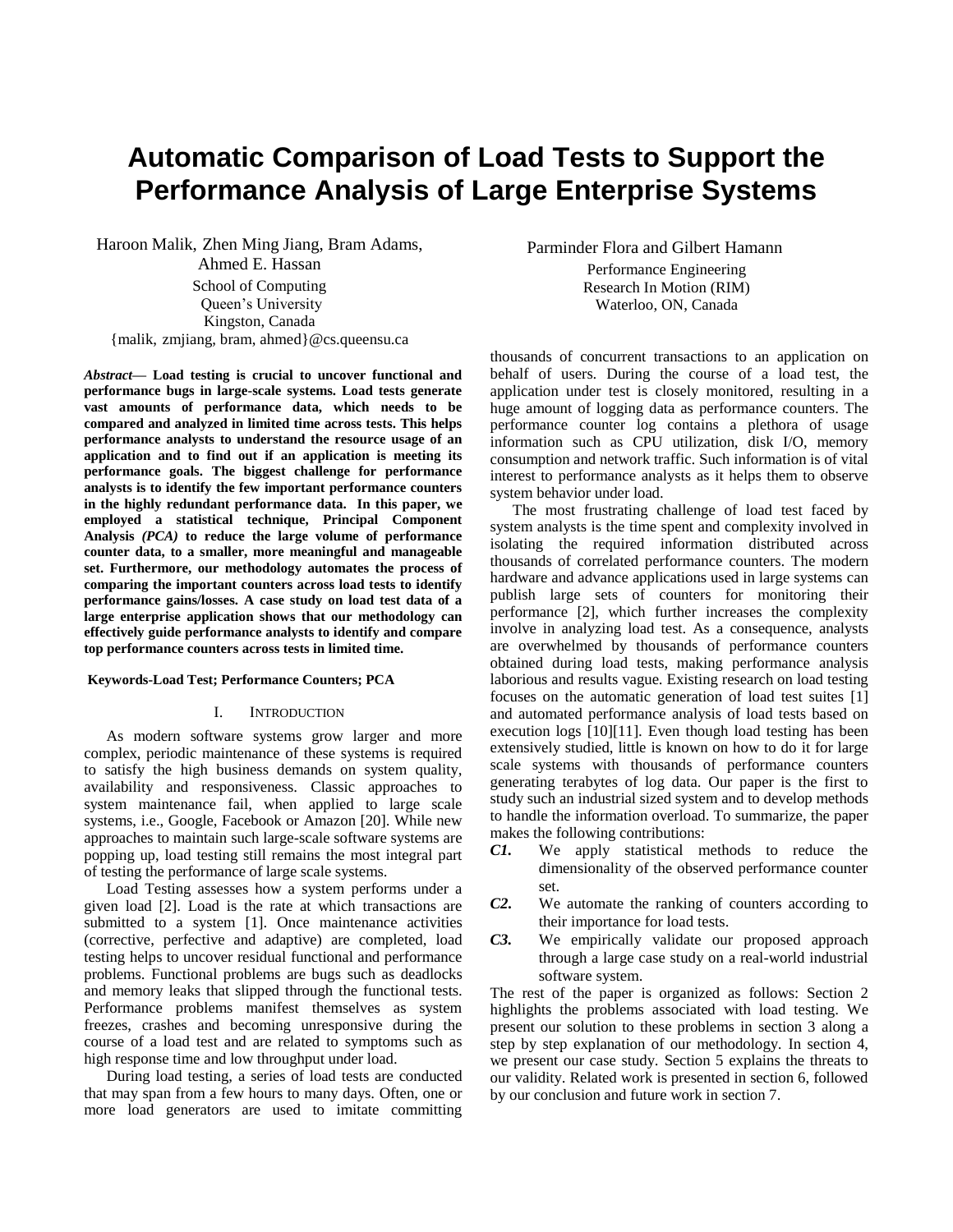# Automatic Comparison of Load Tests to Support the Performance Analysis of Large Enterprise Systems

Haroon Malik, Zhen Ming Jiang, Bram Adams, Ahmed E. Hassan
School of Computing
Queen's University
Kingston, Canada
{malik, zmjiang, bram, ahmed}@cs.queensu.ca

Parminder Flora and Gilbert Hamann
Performance Engineering
Research In Motion (RIM)
Waterloo, ON, Canada

***Abstract*— Load testing is crucial to uncover functional and performance bugs in large-scale systems. Load tests generate vast amounts of performance data, which needs to be compared and analyzed in limited time across tests. This helps performance analysts to understand the resource usage of an application and to find out if an application is meeting its performance goals. The biggest challenge for performance analysts is to identify the few important performance counters in the highly redundant performance data. In this paper, we employed a statistical technique, Principal Component Analysis *(PCA)* to reduce the large volume of performance counter data, to a smaller, more meaningful and manageable set. Furthermore, our methodology automates the process of comparing the important counters across load tests to identify performance gains/losses. A case study on load test data of a large enterprise application shows that our methodology can effectively guide performance analysts to identify and compare top performance counters across tests in limited time.**

**Keywords-Load Test; Performance Counters; PCA**

## I. Introduction

As modern software systems grow larger and more complex, periodic maintenance of these systems is required to satisfy the high business demands on system quality, availability and responsiveness. Classic approaches to system maintenance fail, when applied to large scale systems, i.e., Google, Facebook or Amazon [20]. While new approaches to maintain such large-scale software systems are popping up, load testing still remains the most integral part of testing the performance of large scale systems.

Load Testing assesses how a system performs under a given load [2]. Load is the rate at which transactions are submitted to a system [1]. Once maintenance activities (corrective, perfective and adaptive) are completed, load testing helps to uncover residual functional and performance problems. Functional problems are bugs such as deadlocks and memory leaks that slipped through the functional tests. Performance problems manifest themselves as system freezes, crashes and becoming unresponsive during the course of a load test and are related to symptoms such as high response time and low throughput under load.

During load testing, a series of load tests are conducted that may span from a few hours to many days. Often, one or more load generators are used to imitate committing thousands of concurrent transactions to an application on behalf of users. During the course of a load test, the application under test is closely monitored, resulting in a huge amount of logging data as performance counters. The performance counter log contains a plethora of usage information such as CPU utilization, disk I/O, memory consumption and network traffic. Such information is of vital interest to performance analysts as it helps them to observe system behavior under load.

The most frustrating challenge of load test faced by system analysts is the time spent and complexity involved in isolating the required information distributed across thousands of correlated performance counters. The modern hardware and advance applications used in large systems can publish large sets of counters for monitoring their performance [2], which further increases the complexity involve in analyzing load test. As a consequence, analysts are overwhelmed by thousands of performance counters obtained during load tests, making performance analysis laborious and results vague. Existing research on load testing focuses on the automatic generation of load test suites [1] and automated performance analysis of load tests based on execution logs [10][11]. Even though load testing has been extensively studied, little is known on how to do it for large scale systems with thousands of performance counters generating terabytes of log data. Our paper is the first to study such an industrial sized system and to develop methods to handle the information overload. To summarize, the paper makes the following contributions:

- ***C1.*** We apply statistical methods to reduce the dimensionality of the observed performance counter set.
- ***C2.*** We automate the ranking of counters according to their importance for load tests.
- ***C3.*** We empirically validate our proposed approach through a large case study on a real-world industrial software system.

The rest of the paper is organized as follows: Section 2 highlights the problems associated with load testing. We present our solution to these problems in section 3 along a step by step explanation of our methodology. In section 4, we present our case study. Section 5 explains the threats to our validity. Related work is presented in section 6, followed by our conclusion and future work in section 7.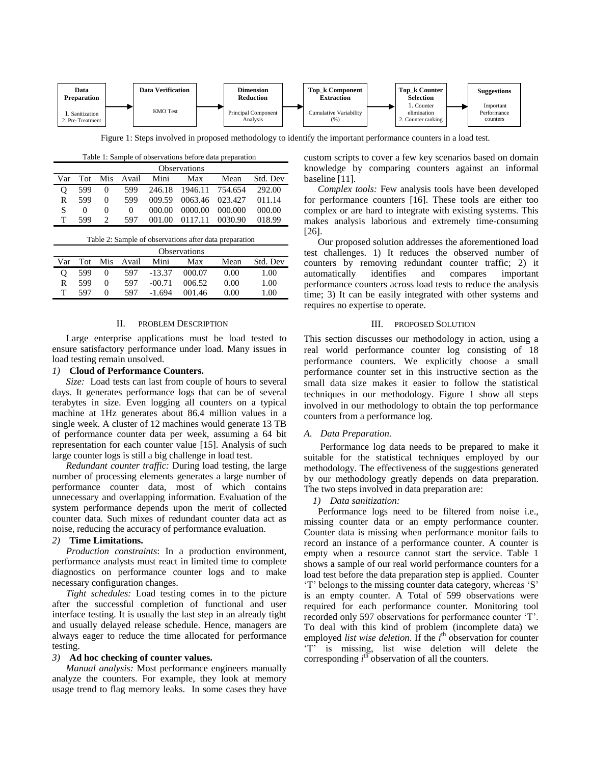Data Preparation: 1. Sanitization, 2. Pre-Treatment → Data Verification: KMO Test → Dimension Reduction: Principal Component Analysis → Top_k Component Extraction: Cumulative Variability (%) → Top_k Counter Selection: 1. Counter elimination, 2. Counter ranking → Suggestions: Important Performance counters

Figure 1: Steps involved in proposed methodology to identify the important performance counters in a load test.

Table 1: Sample of observations before data preparation

| | Observations | | | | | | |
|---|---|---|---|---|---|---|---|
| Var | Tot | Mis | Avail | Mini | Max | Mean | Std. Dev |
| Q | 599 | 0 | 599 | 246.18 | 1946.11 | 754.654 | 292.00 |
| R | 599 | 0 | 599 | 009.59 | 0063.46 | 023.427 | 011.14 |
| S | 0 | 0 | 0 | 000.00 | 0000.00 | 000.000 | 000.00 |
| T | 599 | 2 | 597 | 001.00 | 0117.11 | 0030.90 | 018.99 |

Table 2: Sample of observations after data preparation

| | Observations | | | | | | |
|---|---|---|---|---|---|---|---|
| Var | Tot | Mis | Avail | Mini | Max | Mean | Std. Dev |
| Q | 599 | 0 | 597 | -13.37 | 000.07 | 0.00 | 1.00 |
| R | 599 | 0 | 597 | -00.71 | 006.52 | 0.00 | 1.00 |
| T | 597 | 0 | 597 | -1.694 | 001.46 | 0.00 | 1.00 |

## II. PROBLEM DESCRIPTION

Large enterprise applications must be load tested to ensure satisfactory performance under load. Many issues in load testing remain unsolved.

### 1) Cloud of Performance Counters.

*Size:* Load tests can last from couple of hours to several days. It generates performance logs that can be of several terabytes in size. Even logging all counters on a typical machine at 1Hz generates about 86.4 million values in a single week. A cluster of 12 machines would generate 13 TB of performance counter data per week, assuming a 64 bit representation for each counter value [15]. Analysis of such large counter logs is still a big challenge in load test.

*Redundant counter traffic:* During load testing, the large number of processing elements generates a large number of performance counter data, most of which contains unnecessary and overlapping information. Evaluation of the system performance depends upon the merit of collected counter data. Such mixes of redundant counter data act as noise, reducing the accuracy of performance evaluation.

### 2) Time Limitations.

*Production constraints*: In a production environment, performance analysts must react in limited time to complete diagnostics on performance counter logs and to make necessary configuration changes.

*Tight schedules:* Load testing comes in to the picture after the successful completion of functional and user interface testing. It is usually the last step in an already tight and usually delayed release schedule. Hence, managers are always eager to reduce the time allocated for performance testing.

### 3) Ad hoc checking of counter values.

*Manual analysis:* Most performance engineers manually analyze the counters. For example, they look at memory usage trend to flag memory leaks. In some cases they have custom scripts to cover a few key scenarios based on domain knowledge by comparing counters against an informal baseline [11].

*Complex tools:* Few analysis tools have been developed for performance counters [16]. These tools are either too complex or are hard to integrate with existing systems. This makes analysis laborious and extremely time-consuming [26].

Our proposed solution addresses the aforementioned load test challenges. 1) It reduces the observed number of counters by removing redundant counter traffic; 2) it automatically identifies and compares important performance counters across load tests to reduce the analysis time; 3) It can be easily integrated with other systems and requires no expertise to operate.

## III. PROPOSED SOLUTION

This section discusses our methodology in action, using a real world performance counter log consisting of 18 performance counters. We explicitly choose a small performance counter set in this instructive section as the small data size makes it easier to follow the statistical techniques in our methodology. Figure 1 show all steps involved in our methodology to obtain the top performance counters from a performance log.

### A. Data Preparation.

Performance log data needs to be prepared to make it suitable for the statistical techniques employed by our methodology. The effectiveness of the suggestions generated by our methodology greatly depends on data preparation. The two steps involved in data preparation are:

#### 1) Data sanitization:

Performance logs need to be filtered from noise i.e., missing counter data or an empty performance counter. Counter data is missing when performance monitor fails to record an instance of a performance counter. A counter is empty when a resource cannot start the service. Table 1 shows a sample of our real world performance counters for a load test before the data preparation step is applied. Counter 'T' belongs to the missing counter data category, whereas 'S' is an empty counter. A Total of 599 observations were required for each performance counter. Monitoring tool recorded only 597 observations for performance counter 'T'. To deal with this kind of problem (incomplete data) we employed *list wise deletion*. If the $i^{th}$ observation for counter 'T' is missing, list wise deletion will delete the corresponding $i^{th}$ observation of all the counters.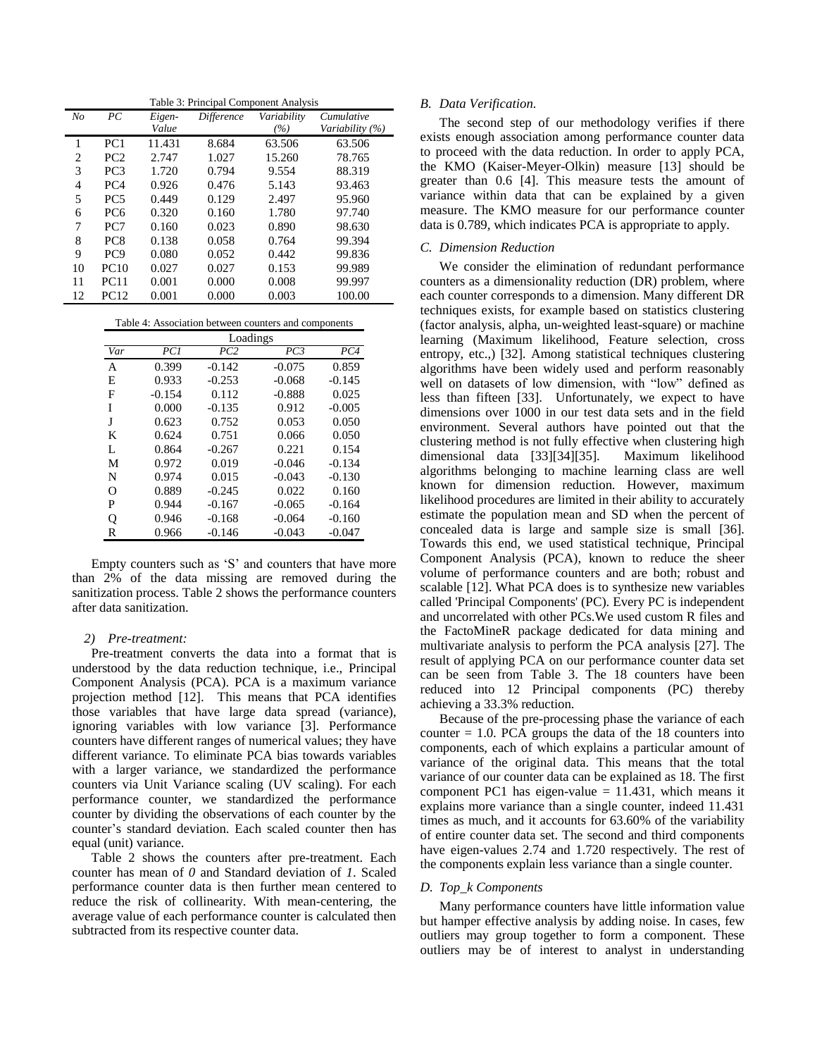Table 3: Principal Component Analysis

| *No* | *PC* | *Eigen-Value* | *Difference* | *Variability (%)* | *Cumulative Variability (%)* |
|---|---|---|---|---|---|
| 1 | PC1 | 11.431 | 8.684 | 63.506 | 63.506 |
| 2 | PC2 | 2.747 | 1.027 | 15.260 | 78.765 |
| 3 | PC3 | 1.720 | 0.794 | 9.554 | 88.319 |
| 4 | PC4 | 0.926 | 0.476 | 5.143 | 93.463 |
| 5 | PC5 | 0.449 | 0.129 | 2.497 | 95.960 |
| 6 | PC6 | 0.320 | 0.160 | 1.780 | 97.740 |
| 7 | PC7 | 0.160 | 0.023 | 0.890 | 98.630 |
| 8 | PC8 | 0.138 | 0.058 | 0.764 | 99.394 |
| 9 | PC9 | 0.080 | 0.052 | 0.442 | 99.836 |
| 10 | PC10 | 0.027 | 0.027 | 0.153 | 99.989 |
| 11 | PC11 | 0.001 | 0.000 | 0.008 | 99.997 |
| 12 | PC12 | 0.001 | 0.000 | 0.003 | 100.00 |

Table 4: Association between counters and components

| | Loadings | | | |
|---|---|---|---|---|
| *Var* | *PC1* | *PC2* | *PC3* | *PC4* |
| A | 0.399 | -0.142 | -0.075 | 0.859 |
| E | 0.933 | -0.253 | -0.068 | -0.145 |
| F | -0.154 | 0.112 | -0.888 | 0.025 |
| I | 0.000 | -0.135 | 0.912 | -0.005 |
| J | 0.623 | 0.752 | 0.053 | 0.050 |
| K | 0.624 | 0.751 | 0.066 | 0.050 |
| L | 0.864 | -0.267 | 0.221 | 0.154 |
| M | 0.972 | 0.019 | -0.046 | -0.134 |
| N | 0.974 | 0.015 | -0.043 | -0.130 |
| O | 0.889 | -0.245 | 0.022 | 0.160 |
| P | 0.944 | -0.167 | -0.065 | -0.164 |
| Q | 0.946 | -0.168 | -0.064 | -0.160 |
| R | 0.966 | -0.146 | -0.043 | -0.047 |

Empty counters such as 'S' and counters that have more than 2% of the data missing are removed during the sanitization process. Table 2 shows the performance counters after data sanitization.

#### 2) Pre-treatment:

Pre-treatment converts the data into a format that is understood by the data reduction technique, i.e., Principal Component Analysis (PCA). PCA is a maximum variance projection method [12]. This means that PCA identifies those variables that have large data spread (variance), ignoring variables with low variance [3]. Performance counters have different ranges of numerical values; they have different variance. To eliminate PCA bias towards variables with a larger variance, we standardized the performance counters via Unit Variance scaling (UV scaling). For each performance counter, we standardized the performance counter by dividing the observations of each counter by the counter's standard deviation. Each scaled counter then has equal (unit) variance.

Table 2 shows the counters after pre-treatment. Each counter has mean of *0* and Standard deviation of *1*. Scaled performance counter data is then further mean centered to reduce the risk of collinearity. With mean-centering, the average value of each performance counter is calculated then subtracted from its respective counter data.

### B. Data Verification.

The second step of our methodology verifies if there exists enough association among performance counter data to proceed with the data reduction. In order to apply PCA, the KMO (Kaiser-Meyer-Olkin) measure [13] should be greater than 0.6 [4]. This measure tests the amount of variance within data that can be explained by a given measure. The KMO measure for our performance counter data is 0.789, which indicates PCA is appropriate to apply.

### C. Dimension Reduction

We consider the elimination of redundant performance counters as a dimensionality reduction (DR) problem, where each counter corresponds to a dimension. Many different DR techniques exists, for example based on statistics clustering (factor analysis, alpha, un-weighted least-square) or machine learning (Maximum likelihood, Feature selection, cross entropy, etc.,) [32]. Among statistical techniques clustering algorithms have been widely used and perform reasonably well on datasets of low dimension, with "low" defined as less than fifteen [33]. Unfortunately, we expect to have dimensions over 1000 in our test data sets and in the field environment. Several authors have pointed out that the clustering method is not fully effective when clustering high dimensional data [33][34][35]. Maximum likelihood algorithms belonging to machine learning class are well known for dimension reduction. However, maximum likelihood procedures are limited in their ability to accurately estimate the population mean and SD when the percent of concealed data is large and sample size is small [36]. Towards this end, we used statistical technique, Principal Component Analysis (PCA), known to reduce the sheer volume of performance counters and are both; robust and scalable [12]. What PCA does is to synthesize new variables called 'Principal Components' (PC). Every PC is independent and uncorrelated with other PCs.We used custom R files and the FactoMineR package dedicated for data mining and multivariate analysis to perform the PCA analysis [27]. The result of applying PCA on our performance counter data set can be seen from Table 3. The 18 counters have been reduced into 12 Principal components (PC) thereby achieving a 33.3% reduction.

Because of the pre-processing phase the variance of each counter = 1.0. PCA groups the data of the 18 counters into components, each of which explains a particular amount of variance of the original data. This means that the total variance of our counter data can be explained as 18. The first component PC1 has eigen-value = 11.431, which means it explains more variance than a single counter, indeed 11.431 times as much, and it accounts for 63.60% of the variability of entire counter data set. The second and third components have eigen-values 2.74 and 1.720 respectively. The rest of the components explain less variance than a single counter.

### D. Top_k Components

Many performance counters have little information value but hamper effective analysis by adding noise. In cases, few outliers may group together to form a component. These outliers may be of interest to analyst in understanding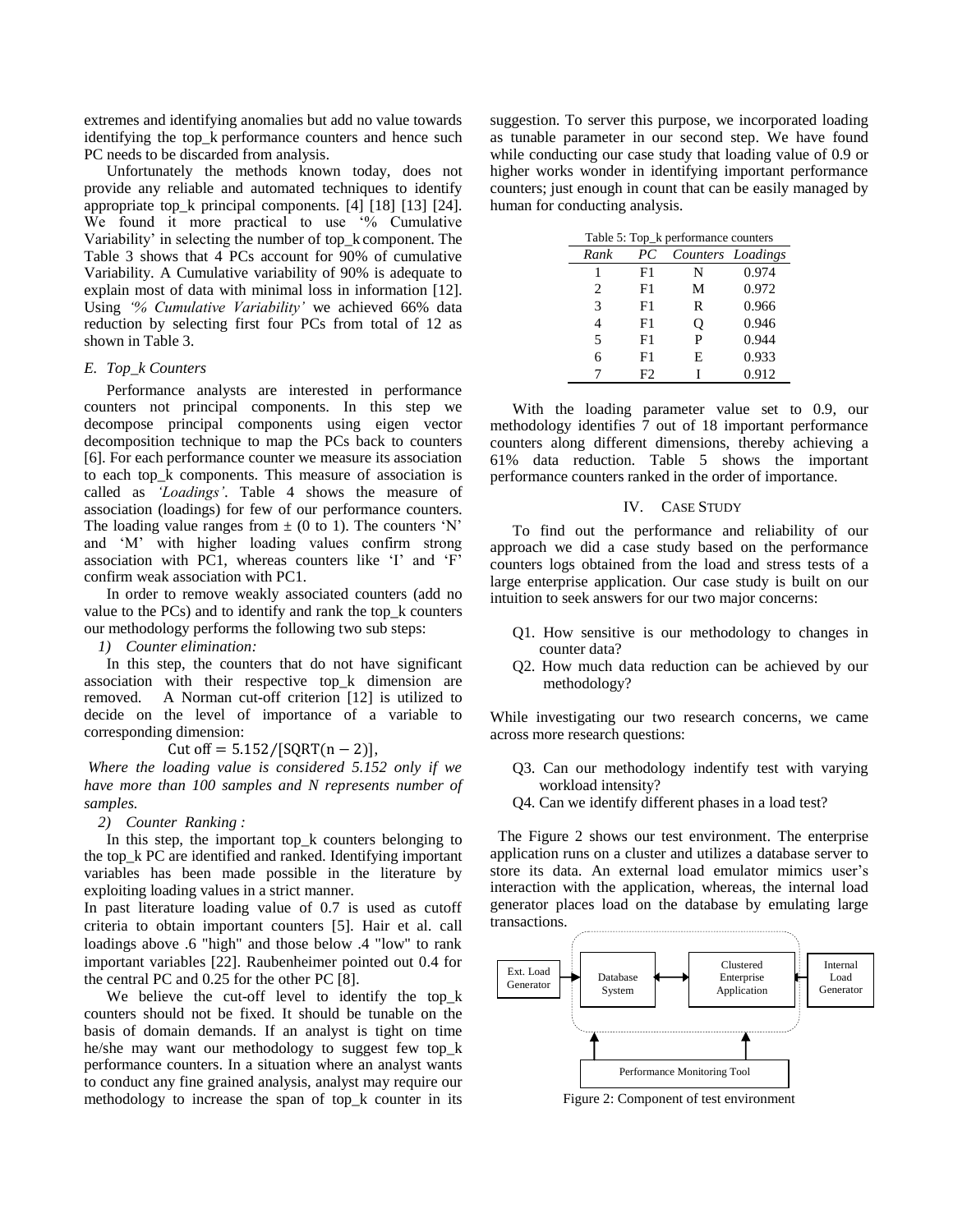extremes and identifying anomalies but add no value towards identifying the top_k performance counters and hence such PC needs to be discarded from analysis.

Unfortunately the methods known today, does not provide any reliable and automated techniques to identify appropriate top_k principal components. [4] [18] [13] [24]. We found it more practical to use '% Cumulative Variability' in selecting the number of top_k component. The Table 3 shows that 4 PCs account for 90% of cumulative Variability. A Cumulative variability of 90% is adequate to explain most of data with minimal loss in information [12]. Using *'% Cumulative Variability'* we achieved 66% data reduction by selecting first four PCs from total of 12 as shown in Table 3.

### *E. Top_k Counters*

Performance analysts are interested in performance counters not principal components. In this step we decompose principal components using eigen vector decomposition technique to map the PCs back to counters [6]. For each performance counter we measure its association to each top_k components. This measure of association is called as *'Loadings'*. Table 4 shows the measure of association (loadings) for few of our performance counters. The loading value ranges from ± (0 to 1). The counters 'N' and 'M' with higher loading values confirm strong association with PC1, whereas counters like 'I' and 'F' confirm weak association with PC1.

In order to remove weakly associated counters (add no value to the PCs) and to identify and rank the top_k counters our methodology performs the following two sub steps:

*1) Counter elimination:*

In this step, the counters that do not have significant association with their respective top_k dimension are removed. A Norman cut-off criterion [12] is utilized to decide on the level of importance of a variable to corresponding dimension:

$$\text{Cut off} = 5.152/[\text{SQRT}(n-2)],$$

*Where the loading value is considered 5.152 only if we have more than 100 samples and N represents number of samples.*

*2) Counter Ranking :*

In this step, the important top_k counters belonging to the top_k PC are identified and ranked. Identifying important variables has been made possible in the literature by exploiting loading values in a strict manner.

In past literature loading value of 0.7 is used as cutoff criteria to obtain important counters [5]. Hair et al. call loadings above .6 "high" and those below .4 "low" to rank important variables [22]. Raubenheimer pointed out 0.4 for the central PC and 0.25 for the other PC [8].

We believe the cut-off level to identify the top_k counters should not be fixed. It should be tunable on the basis of domain demands. If an analyst is tight on time he/she may want our methodology to suggest few top_k performance counters. In a situation where an analyst wants to conduct any fine grained analysis, analyst may require our methodology to increase the span of top_k counter in its suggestion. To server this purpose, we incorporated loading as tunable parameter in our second step. We have found while conducting our case study that loading value of 0.9 or higher works wonder in identifying important performance counters; just enough in count that can be easily managed by human for conducting analysis.

Table 5: Top_k performance counters

| *Rank* | *PC* | *Counters* | *Loadings* |
|---|---|---|---|
| 1 | F1 | N | 0.974 |
| 2 | F1 | M | 0.972 |
| 3 | F1 | R | 0.966 |
| 4 | F1 | Q | 0.946 |
| 5 | F1 | P | 0.944 |
| 6 | F1 | E | 0.933 |
| 7 | F2 | I | 0.912 |

With the loading parameter value set to 0.9, our methodology identifies 7 out of 18 important performance counters along different dimensions, thereby achieving a 61% data reduction. Table 5 shows the important performance counters ranked in the order of importance.

## IV. Case Study

To find out the performance and reliability of our approach we did a case study based on the performance counters logs obtained from the load and stress tests of a large enterprise application. Our case study is built on our intuition to seek answers for our two major concerns:

- Q1. How sensitive is our methodology to changes in counter data?
- Q2. How much data reduction can be achieved by our methodology?

While investigating our two research concerns, we came across more research questions:

- Q3. Can our methodology indentify test with varying workload intensity?
- Q4. Can we identify different phases in a load test?

The Figure 2 shows our test environment. The enterprise application runs on a cluster and utilizes a database server to store its data. An external load emulator mimics user's interaction with the application, whereas, the internal load generator places load on the database by emulating large transactions.

Figure 2: Component of test environment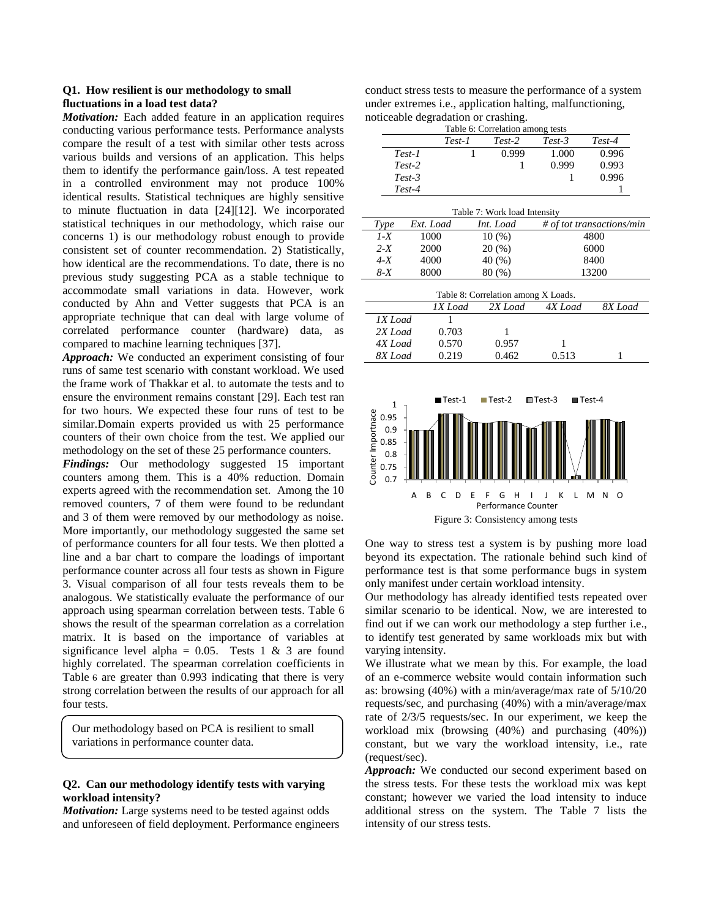### Q1. How resilient is our methodology to small fluctuations in a load test data?

***Motivation:*** Each added feature in an application requires conducting various performance tests. Performance analysts compare the result of a test with similar other tests across various builds and versions of an application. This helps them to identify the performance gain/loss. A test repeated in a controlled environment may not produce 100% identical results. Statistical techniques are highly sensitive to minute fluctuation in data [24][12]. We incorporated statistical techniques in our methodology, which raise our concerns 1) is our methodology robust enough to provide consistent set of counter recommendation. 2) Statistically, how identical are the recommendations. To date, there is no previous study suggesting PCA as a stable technique to accommodate small variations in data. However, work conducted by Ahn and Vetter suggests that PCA is an appropriate technique that can deal with large volume of correlated performance counter (hardware) data, as compared to machine learning techniques [37].

***Approach:*** We conducted an experiment consisting of four runs of same test scenario with constant workload. We used the frame work of Thakkar et al. to automate the tests and to ensure the environment remains constant [29]. Each test ran for two hours. We expected these four runs of test to be similar.Domain experts provided us with 25 performance counters of their own choice from the test. We applied our methodology on the set of these 25 performance counters.

***Findings:*** Our methodology suggested 15 important counters among them. This is a 40% reduction. Domain experts agreed with the recommendation set. Among the 10 removed counters, 7 of them were found to be redundant and 3 of them were removed by our methodology as noise. More importantly, our methodology suggested the same set of performance counters for all four tests. We then plotted a line and a bar chart to compare the loadings of important performance counter across all four tests as shown in Figure 3. Visual comparison of all four tests reveals them to be analogous. We statistically evaluate the performance of our approach using spearman correlation between tests. Table 6 shows the result of the spearman correlation as a correlation matrix. It is based on the importance of variables at significance level alpha = 0.05. Tests 1 & 3 are found highly correlated. The spearman correlation coefficients in Table 6 are greater than 0.993 indicating that there is very strong correlation between the results of our approach for all four tests.

> Our methodology based on PCA is resilient to small variations in performance counter data.

### Q2. Can our methodology identify tests with varying workload intensity?

***Motivation:*** Large systems need to be tested against odds and unforeseen of field deployment. Performance engineers conduct stress tests to measure the performance of a system under extremes i.e., application halting, malfunctioning, noticeable degradation or crashing.

Table 6: Correlation among tests

| | *Test-1* | *Test-2* | *Test-3* | *Test-4* |
|---|---|---|---|---|
| *Test-1* | 1 | 0.999 | 1.000 | 0.996 |
| *Test-2* | | 1 | 0.999 | 0.993 |
| *Test-3* | | | 1 | 0.996 |
| *Test-4* | | | | 1 |

Table 7: Work load Intensity

| *Type* | *Ext. Load* | *Int. Load* | *# of tot transactions/min* |
|---|---|---|---|
| *1-X* | 1000 | 10 (%) | 4800 |
| *2-X* | 2000 | 20 (%) | 6000 |
| *4-X* | 4000 | 40 (%) | 8400 |
| *8-X* | 8000 | 80 (%) | 13200 |

Table 8: Correlation among X Loads.

| | *1X Load* | *2X Load* | *4X Load* | *8X Load* |
|---|---|---|---|---|
| *1X Load* | 1 | | | |
| *2X Load* | 0.703 | 1 | | |
| *4X Load* | 0.570 | 0.957 | 1 | |
| *8X Load* | 0.219 | 0.462 | 0.513 | 1 |

Figure 3: Consistency among tests

One way to stress test a system is by pushing more load beyond its expectation. The rationale behind such kind of performance test is that some performance bugs in system only manifest under certain workload intensity.

Our methodology has already identified tests repeated over similar scenario to be identical. Now, we are interested to find out if we can work our methodology a step further i.e., to identify test generated by same workloads mix but with varying intensity.

We illustrate what we mean by this. For example, the load of an e-commerce website would contain information such as: browsing (40%) with a min/average/max rate of 5/10/20 requests/sec, and purchasing (40%) with a min/average/max rate of 2/3/5 requests/sec. In our experiment, we keep the workload mix (browsing (40%) and purchasing (40%)) constant, but we vary the workload intensity, i.e., rate (request/sec).

***Approach:*** We conducted our second experiment based on the stress tests. For these tests the workload mix was kept constant; however we varied the load intensity to induce additional stress on the system. The Table 7 lists the intensity of our stress tests.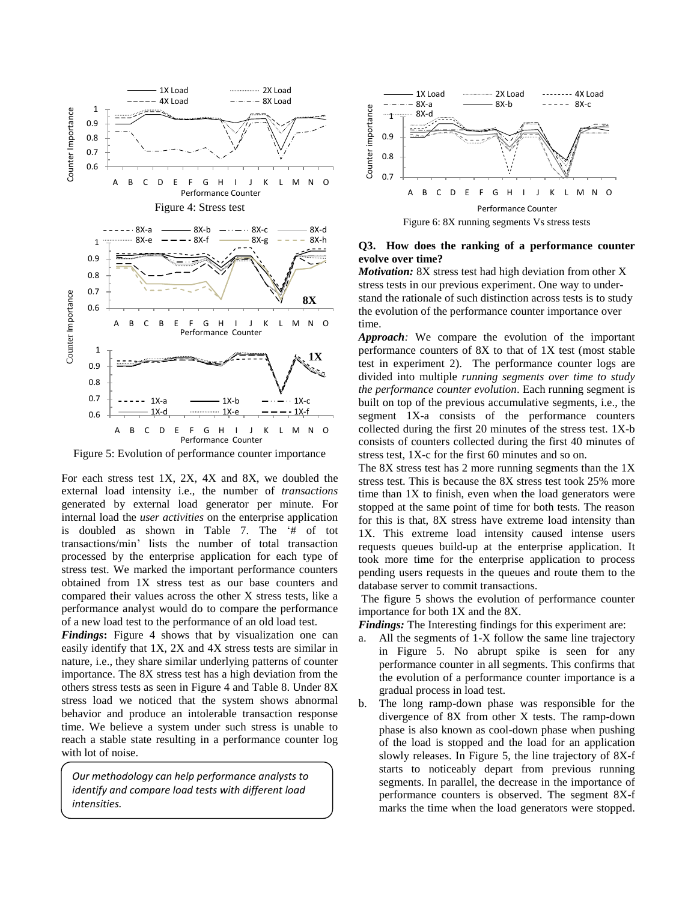Figure 4: Stress test

Figure 5: Evolution of performance counter importance

For each stress test 1X, 2X, 4X and 8X, we doubled the external load intensity i.e., the number of *transactions* generated by external load generator per minute. For internal load the *user activities* on the enterprise application is doubled as shown in Table 7. The '# of tot transactions/min' lists the number of total transaction processed by the enterprise application for each type of stress test. We marked the important performance counters obtained from 1X stress test as our base counters and compared their values across the other X stress tests, like a performance analyst would do to compare the performance of a new load test to the performance of an old load test.

***Findings*:** Figure 4 shows that by visualization one can easily identify that 1X, 2X and 4X stress tests are similar in nature, i.e., they share similar underlying patterns of counter importance. The 8X stress test has a high deviation from the others stress tests as seen in Figure 4 and Table 8. Under 8X stress load we noticed that the system shows abnormal behavior and produce an intolerable transaction response time. We believe a system under such stress is unable to reach a stable state resulting in a performance counter log with lot of noise.

> *Our methodology can help performance analysts to identify and compare load tests with different load intensities.*

Figure 6: 8X running segments Vs stress tests

**Q3. How does the ranking of a performance counter evolve over time?**

***Motivation:*** 8X stress test had high deviation from other X stress tests in our previous experiment. One way to understand the rationale of such distinction across tests is to study the evolution of the performance counter importance over time.

***Approach**:* We compare the evolution of the important performance counters of 8X to that of 1X test (most stable test in experiment 2). The performance counter logs are divided into multiple *running segments over time to study the performance counter evolution*. Each running segment is built on top of the previous accumulative segments, i.e., the segment 1X-a consists of the performance counters collected during the first 20 minutes of the stress test. 1X-b consists of counters collected during the first 40 minutes of stress test, 1X-c for the first 60 minutes and so on.

The 8X stress test has 2 more running segments than the 1X stress test. This is because the 8X stress test took 25% more time than 1X to finish, even when the load generators were stopped at the same point of time for both tests. The reason for this is that, 8X stress have extreme load intensity than 1X. This extreme load intensity caused intense users requests queues build-up at the enterprise application. It took more time for the enterprise application to process pending users requests in the queues and route them to the database server to commit transactions.

The figure 5 shows the evolution of performance counter importance for both 1X and the 8X.

***Findings:*** The Interesting findings for this experiment are:

a. All the segments of 1-X follow the same line trajectory in Figure 5. No abrupt spike is seen for any performance counter in all segments. This confirms that the evolution of a performance counter importance is a gradual process in load test.

b. The long ramp-down phase was responsible for the divergence of 8X from other X tests. The ramp-down phase is also known as cool-down phase when pushing of the load is stopped and the load for an application slowly releases. In Figure 5, the line trajectory of 8X-f starts to noticeably depart from previous running segments. In parallel, the decrease in the importance of performance counters is observed. The segment 8X-f marks the time when the load generators were stopped.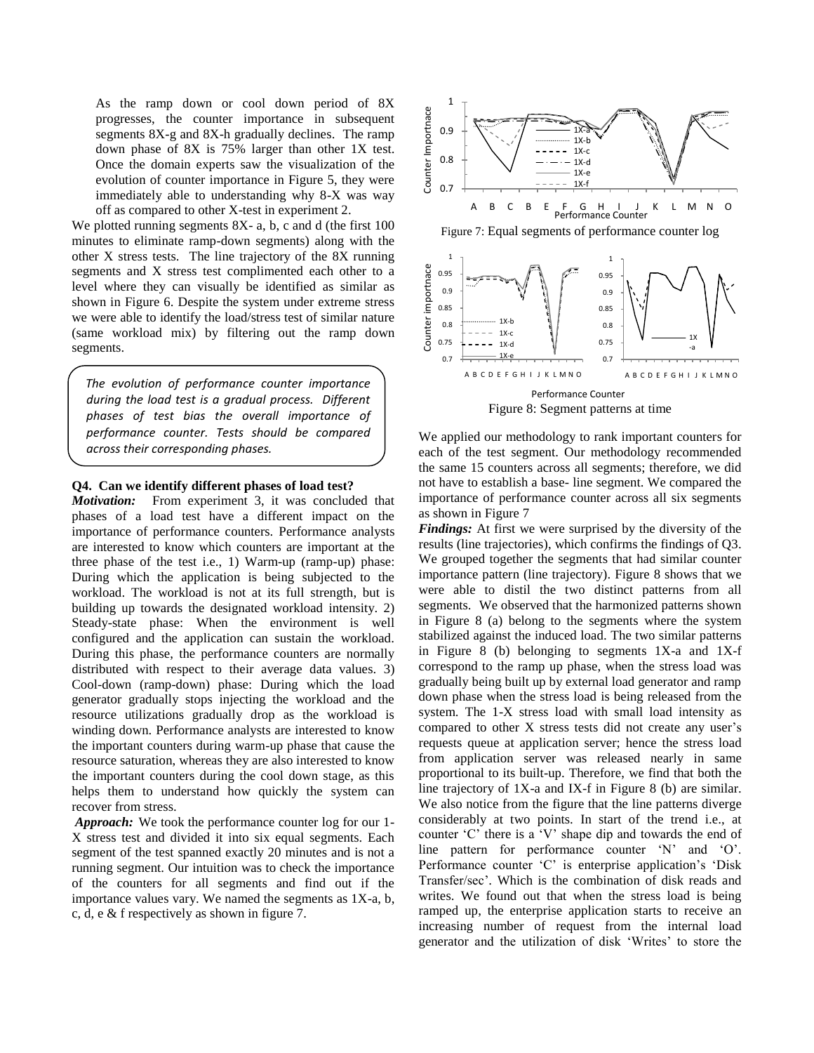As the ramp down or cool down period of 8X progresses, the counter importance in subsequent segments 8X-g and 8X-h gradually declines. The ramp down phase of 8X is 75% larger than other 1X test. Once the domain experts saw the visualization of the evolution of counter importance in Figure 5, they were immediately able to understanding why 8-X was way off as compared to other X-test in experiment 2.

We plotted running segments 8X- a, b, c and d (the first 100 minutes to eliminate ramp-down segments) along with the other X stress tests. The line trajectory of the 8X running segments and X stress test complimented each other to a level where they can visually be identified as similar as shown in Figure 6. Despite the system under extreme stress we were able to identify the load/stress test of similar nature (same workload mix) by filtering out the ramp down segments.

> *The evolution of performance counter importance during the load test is a gradual process. Different phases of test bias the overall importance of performance counter. Tests should be compared across their corresponding phases.*

**Q4. Can we identify different phases of load test?**

***Motivation:*** From experiment 3, it was concluded that phases of a load test have a different impact on the importance of performance counters. Performance analysts are interested to know which counters are important at the three phase of the test i.e., 1) Warm-up (ramp-up) phase: During which the application is being subjected to the workload. The workload is not at its full strength, but is building up towards the designated workload intensity. 2) Steady-state phase: When the environment is well configured and the application can sustain the workload. During this phase, the performance counters are normally distributed with respect to their average data values. 3) Cool-down (ramp-down) phase: During which the load generator gradually stops injecting the workload and the resource utilizations gradually drop as the workload is winding down. Performance analysts are interested to know the important counters during warm-up phase that cause the resource saturation, whereas they are also interested to know the important counters during the cool down stage, as this helps them to understand how quickly the system can recover from stress.

***Approach:*** We took the performance counter log for our 1-X stress test and divided it into six equal segments. Each segment of the test spanned exactly 20 minutes and is not a running segment. Our intuition was to check the importance of the counters for all segments and find out if the importance values vary. We named the segments as 1X-a, b, c, d, e & f respectively as shown in figure 7.

Figure 7: Equal segments of performance counter log

Figure 8: Segment patterns at time

We applied our methodology to rank important counters for each of the test segment. Our methodology recommended the same 15 counters across all segments; therefore, we did not have to establish a base- line segment. We compared the importance of performance counter across all six segments as shown in Figure 7

***Findings:*** At first we were surprised by the diversity of the results (line trajectories), which confirms the findings of Q3. We grouped together the segments that had similar counter importance pattern (line trajectory). Figure 8 shows that we were able to distil the two distinct patterns from all segments. We observed that the harmonized patterns shown in Figure 8 (a) belong to the segments where the system stabilized against the induced load. The two similar patterns in Figure 8 (b) belonging to segments 1X-a and 1X-f correspond to the ramp up phase, when the stress load was gradually being built up by external load generator and ramp down phase when the stress load is being released from the system. The 1-X stress load with small load intensity as compared to other X stress tests did not create any user's requests queue at application server; hence the stress load from application server was released nearly in same proportional to its built-up. Therefore, we find that both the line trajectory of 1X-a and IX-f in Figure 8 (b) are similar. We also notice from the figure that the line patterns diverge considerably at two points. In start of the trend i.e., at counter 'C' there is a 'V' shape dip and towards the end of line pattern for performance counter 'N' and 'O'. Performance counter 'C' is enterprise application's 'Disk Transfer/sec'. Which is the combination of disk reads and writes. We found out that when the stress load is being ramped up, the enterprise application starts to receive an increasing number of request from the internal load generator and the utilization of disk 'Writes' to store the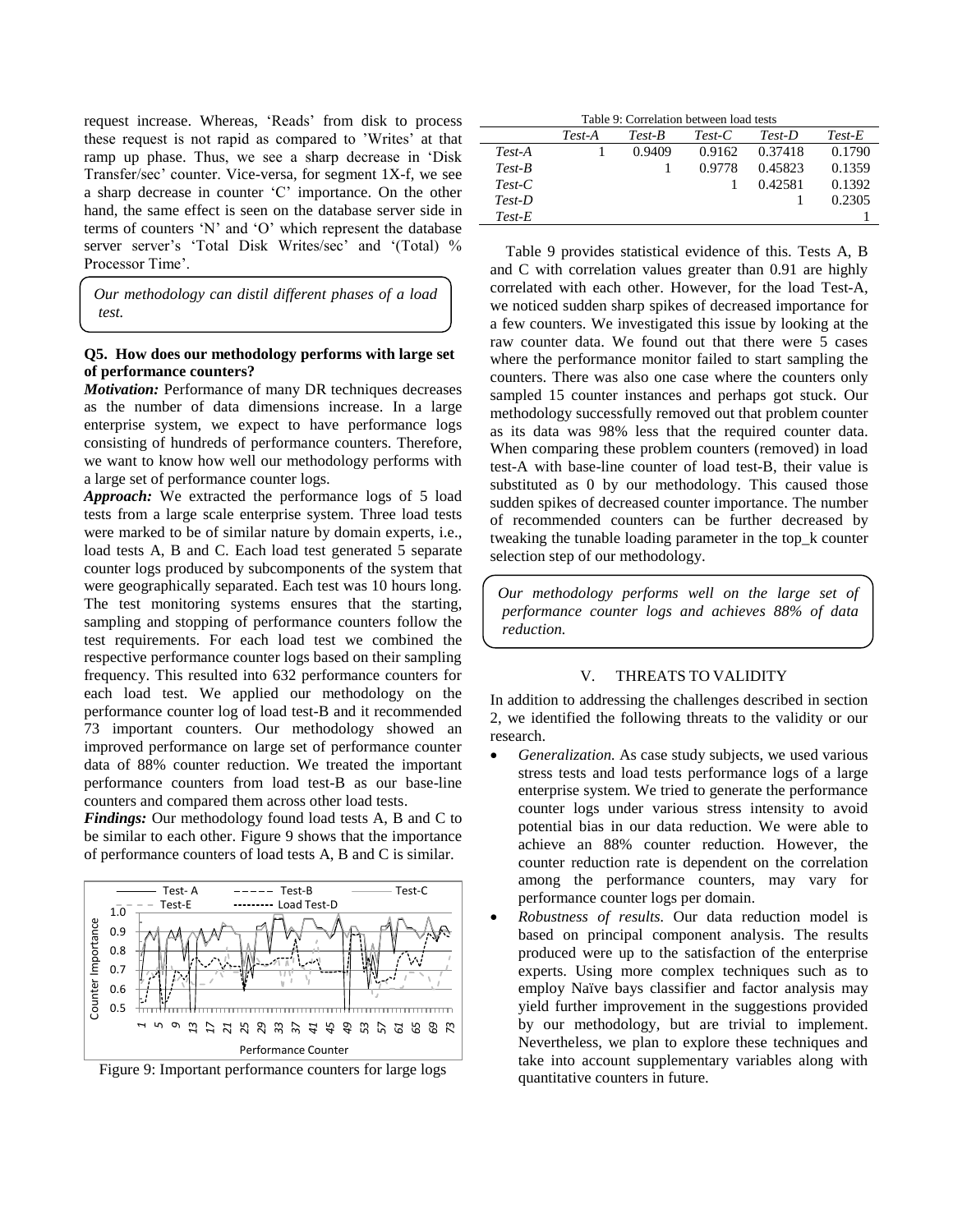request increase. Whereas, 'Reads' from disk to process these request is not rapid as compared to 'Writes' at that ramp up phase. Thus, we see a sharp decrease in 'Disk Transfer/sec' counter. Vice-versa, for segment 1X-f, we see a sharp decrease in counter 'C' importance. On the other hand, the same effect is seen on the database server side in terms of counters 'N' and 'O' which represent the database server server's 'Total Disk Writes/sec' and '(Total) % Processor Time'.

*Our methodology can distil different phases of a load test.*

**Q5. How does our methodology performs with large set of performance counters?**

***Motivation:*** Performance of many DR techniques decreases as the number of data dimensions increase. In a large enterprise system, we expect to have performance logs consisting of hundreds of performance counters. Therefore, we want to know how well our methodology performs with a large set of performance counter logs.

***Approach:*** We extracted the performance logs of 5 load tests from a large scale enterprise system. Three load tests were marked to be of similar nature by domain experts, i.e., load tests A, B and C. Each load test generated 5 separate counter logs produced by subcomponents of the system that were geographically separated. Each test was 10 hours long. The test monitoring systems ensures that the starting, sampling and stopping of performance counters follow the test requirements. For each load test we combined the respective performance counter logs based on their sampling frequency. This resulted into 632 performance counters for each load test. We applied our methodology on the performance counter log of load test-B and it recommended 73 important counters. Our methodology showed an improved performance on large set of performance counter data of 88% counter reduction. We treated the important performance counters from load test-B as our base-line counters and compared them across other load tests.

***Findings:*** Our methodology found load tests A, B and C to be similar to each other. Figure 9 shows that the importance of performance counters of load tests A, B and C is similar.

Figure 9: Important performance counters for large logs

Table 9: Correlation between load tests

| | *Test-A* | *Test-B* | *Test-C* | *Test-D* | *Test-E* |
|---|---|---|---|---|---|
| *Test-A* | 1 | 0.9409 | 0.9162 | 0.37418 | 0.1790 |
| *Test-B* | | 1 | 0.9778 | 0.45823 | 0.1359 |
| *Test-C* | | | 1 | 0.42581 | 0.1392 |
| *Test-D* | | | | 1 | 0.2305 |
| *Test-E* | | | | | 1 |

Table 9 provides statistical evidence of this. Tests A, B and C with correlation values greater than 0.91 are highly correlated with each other. However, for the load Test-A, we noticed sudden sharp spikes of decreased importance for a few counters. We investigated this issue by looking at the raw counter data. We found out that there were 5 cases where the performance monitor failed to start sampling the counters. There was also one case where the counters only sampled 15 counter instances and perhaps got stuck. Our methodology successfully removed out that problem counter as its data was 98% less that the required counter data. When comparing these problem counters (removed) in load test-A with base-line counter of load test-B, their value is substituted as 0 by our methodology. This caused those sudden spikes of decreased counter importance. The number of recommended counters can be further decreased by tweaking the tunable loading parameter in the top_k counter selection step of our methodology.

*Our methodology performs well on the large set of performance counter logs and achieves 88% of data reduction.*

## V. THREATS TO VALIDITY

In addition to addressing the challenges described in section 2, we identified the following threats to the validity or our research.

- *Generalization.* As case study subjects, we used various stress tests and load tests performance logs of a large enterprise system. We tried to generate the performance counter logs under various stress intensity to avoid potential bias in our data reduction. We were able to achieve an 88% counter reduction. However, the counter reduction rate is dependent on the correlation among the performance counters, may vary for performance counter logs per domain.
- *Robustness of results.* Our data reduction model is based on principal component analysis. The results produced were up to the satisfaction of the enterprise experts. Using more complex techniques such as to employ Naïve bays classifier and factor analysis may yield further improvement in the suggestions provided by our methodology, but are trivial to implement. Nevertheless, we plan to explore these techniques and take into account supplementary variables along with quantitative counters in future.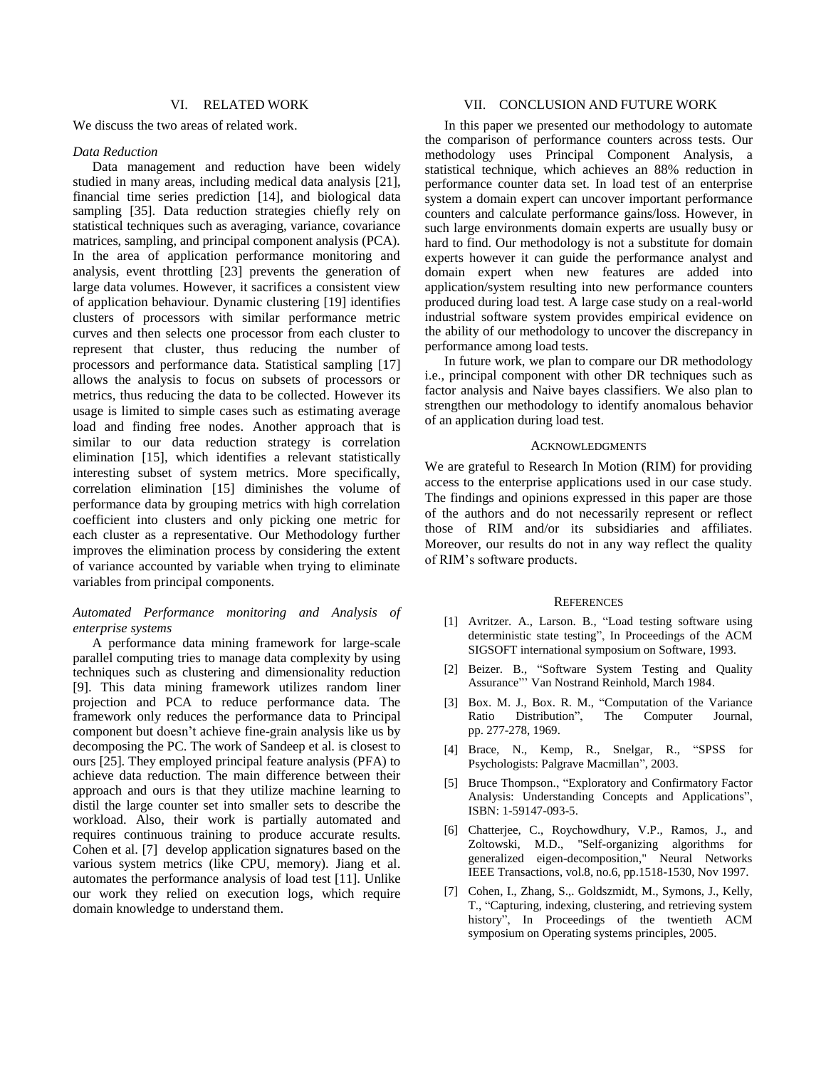## VI. RELATED WORK

We discuss the two areas of related work.

*Data Reduction*

Data management and reduction have been widely studied in many areas, including medical data analysis [21], financial time series prediction [14], and biological data sampling [35]. Data reduction strategies chiefly rely on statistical techniques such as averaging, variance, covariance matrices, sampling, and principal component analysis (PCA). In the area of application performance monitoring and analysis, event throttling [23] prevents the generation of large data volumes. However, it sacrifices a consistent view of application behaviour. Dynamic clustering [19] identifies clusters of processors with similar performance metric curves and then selects one processor from each cluster to represent that cluster, thus reducing the number of processors and performance data. Statistical sampling [17] allows the analysis to focus on subsets of processors or metrics, thus reducing the data to be collected. However its usage is limited to simple cases such as estimating average load and finding free nodes. Another approach that is similar to our data reduction strategy is correlation elimination [15], which identifies a relevant statistically interesting subset of system metrics. More specifically, correlation elimination [15] diminishes the volume of performance data by grouping metrics with high correlation coefficient into clusters and only picking one metric for each cluster as a representative. Our Methodology further improves the elimination process by considering the extent of variance accounted by variable when trying to eliminate variables from principal components.

*Automated Performance monitoring and Analysis of enterprise systems*

A performance data mining framework for large-scale parallel computing tries to manage data complexity by using techniques such as clustering and dimensionality reduction [9]. This data mining framework utilizes random liner projection and PCA to reduce performance data. The framework only reduces the performance data to Principal component but doesn't achieve fine-grain analysis like us by decomposing the PC. The work of Sandeep et al. is closest to ours [25]. They employed principal feature analysis (PFA) to achieve data reduction. The main difference between their approach and ours is that they utilize machine learning to distil the large counter set into smaller sets to describe the workload. Also, their work is partially automated and requires continuous training to produce accurate results. Cohen et al. [7] develop application signatures based on the various system metrics (like CPU, memory). Jiang et al. automates the performance analysis of load test [11]. Unlike our work they relied on execution logs, which require domain knowledge to understand them.

## VII. CONCLUSION AND FUTURE WORK

In this paper we presented our methodology to automate the comparison of performance counters across tests. Our methodology uses Principal Component Analysis, a statistical technique, which achieves an 88% reduction in performance counter data set. In load test of an enterprise system a domain expert can uncover important performance counters and calculate performance gains/loss. However, in such large environments domain experts are usually busy or hard to find. Our methodology is not a substitute for domain experts however it can guide the performance analyst and domain expert when new features are added into application/system resulting into new performance counters produced during load test. A large case study on a real-world industrial software system provides empirical evidence on the ability of our methodology to uncover the discrepancy in performance among load tests.

In future work, we plan to compare our DR methodology i.e., principal component with other DR techniques such as factor analysis and Naive bayes classifiers. We also plan to strengthen our methodology to identify anomalous behavior of an application during load test.

### ACKNOWLEDGMENTS

We are grateful to Research In Motion (RIM) for providing access to the enterprise applications used in our case study. The findings and opinions expressed in this paper are those of the authors and do not necessarily represent or reflect those of RIM and/or its subsidiaries and affiliates. Moreover, our results do not in any way reflect the quality of RIM's software products.

### REFERENCES

[1] Avritzer. A., Larson. B., "Load testing software using deterministic state testing", In Proceedings of the ACM SIGSOFT international symposium on Software, 1993.

[2] Beizer. B., "Software System Testing and Quality Assurance"' Van Nostrand Reinhold, March 1984.

[3] Box. M. J., Box. R. M., "Computation of the Variance Ratio Distribution", The Computer Journal, pp. 277-278, 1969.

[4] Brace, N., Kemp, R., Snelgar, R., "SPSS for Psychologists: Palgrave Macmillan", 2003.

[5] Bruce Thompson., "Exploratory and Confirmatory Factor Analysis: Understanding Concepts and Applications", ISBN: 1-59147-093-5.

[6] Chatterjee, C., Roychowdhury, V.P., Ramos, J., and Zoltowski, M.D., "Self-organizing algorithms for generalized eigen-decomposition," Neural Networks IEEE Transactions, vol.8, no.6, pp.1518-1530, Nov 1997.

[7] Cohen, I., Zhang, S.,. Goldszmidt, M., Symons, J., Kelly, T., "Capturing, indexing, clustering, and retrieving system history", In Proceedings of the twentieth ACM symposium on Operating systems principles, 2005.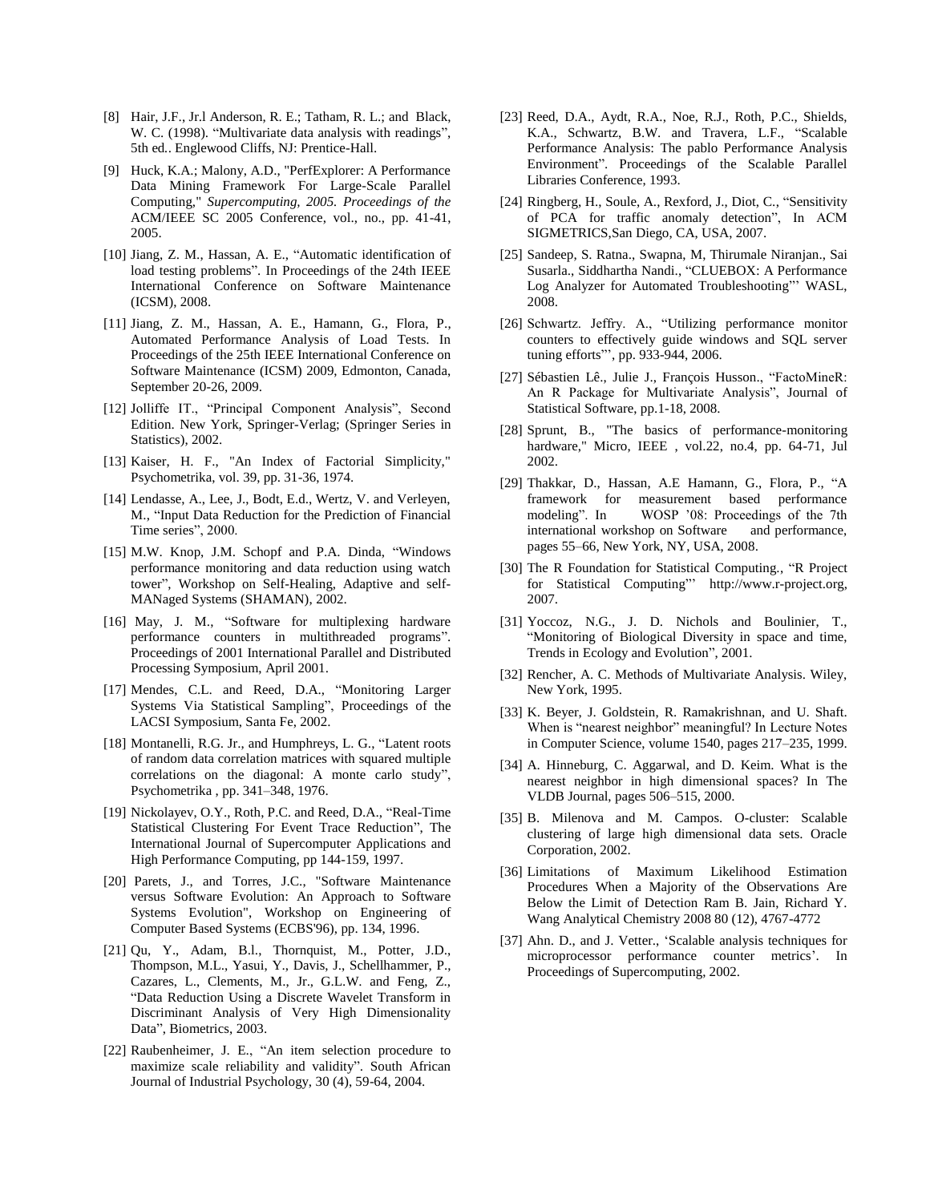[8] Hair, J.F., Jr.l Anderson, R. E.; Tatham, R. L.; and Black, W. C. (1998). “Multivariate data analysis with readings”, 5th ed.. Englewood Cliffs, NJ: Prentice-Hall.

[9] Huck, K.A.; Malony, A.D., "PerfExplorer: A Performance Data Mining Framework For Large-Scale Parallel Computing," *Supercomputing, 2005. Proceedings of the* ACM/IEEE SC 2005 Conference, vol., no., pp. 41-41, 2005.

[10] Jiang, Z. M., Hassan, A. E., “Automatic identification of load testing problems”. In Proceedings of the 24th IEEE International Conference on Software Maintenance (ICSM), 2008.

[11] Jiang, Z. M., Hassan, A. E., Hamann, G., Flora, P., Automated Performance Analysis of Load Tests. In Proceedings of the 25th IEEE International Conference on Software Maintenance (ICSM) 2009, Edmonton, Canada, September 20-26, 2009.

[12] Jolliffe IT., “Principal Component Analysis”, Second Edition. New York, Springer-Verlag; (Springer Series in Statistics), 2002.

[13] Kaiser, H. F., "An Index of Factorial Simplicity," Psychometrika, vol. 39, pp. 31-36, 1974.

[14] Lendasse, A., Lee, J., Bodt, E.d., Wertz, V. and Verleyen, M., “Input Data Reduction for the Prediction of Financial Time series”, 2000.

[15] M.W. Knop, J.M. Schopf and P.A. Dinda, “Windows performance monitoring and data reduction using watch tower”, Workshop on Self-Healing, Adaptive and self-MANaged Systems (SHAMAN), 2002.

[16] May, J. M., “Software for multiplexing hardware performance counters in multithreaded programs”. Proceedings of 2001 International Parallel and Distributed Processing Symposium, April 2001.

[17] Mendes, C.L. and Reed, D.A., “Monitoring Larger Systems Via Statistical Sampling”, Proceedings of the LACSI Symposium, Santa Fe, 2002.

[18] Montanelli, R.G. Jr., and Humphreys, L. G., “Latent roots of random data correlation matrices with squared multiple correlations on the diagonal: A monte carlo study”, Psychometrika , pp. 341–348, 1976.

[19] Nickolayev, O.Y., Roth, P.C. and Reed, D.A., “Real-Time Statistical Clustering For Event Trace Reduction”, The International Journal of Supercomputer Applications and High Performance Computing, pp 144-159, 1997.

[20] Parets, J., and Torres, J.C., "Software Maintenance versus Software Evolution: An Approach to Software Systems Evolution", Workshop on Engineering of Computer Based Systems (ECBS'96), pp. 134, 1996.

[21] Qu, Y., Adam, B.l., Thornquist, M., Potter, J.D., Thompson, M.L., Yasui, Y., Davis, J., Schellhammer, P., Cazares, L., Clements, M., Jr., G.L.W. and Feng, Z., “Data Reduction Using a Discrete Wavelet Transform in Discriminant Analysis of Very High Dimensionality Data”, Biometrics, 2003.

[22] Raubenheimer, J. E., “An item selection procedure to maximize scale reliability and validity”. South African Journal of Industrial Psychology, 30 (4), 59-64, 2004.

[23] Reed, D.A., Aydt, R.A., Noe, R.J., Roth, P.C., Shields, K.A., Schwartz, B.W. and Travera, L.F., “Scalable Performance Analysis: The pablo Performance Analysis Environment”. Proceedings of the Scalable Parallel Libraries Conference, 1993.

[24] Ringberg, H., Soule, A., Rexford, J., Diot, C., “Sensitivity of PCA for traffic anomaly detection”, In ACM SIGMETRICS,San Diego, CA, USA, 2007.

[25] Sandeep, S. Ratna., Swapna, M, Thirumale Niranjan., Sai Susarla., Siddhartha Nandi., “CLUEBOX: A Performance Log Analyzer for Automated Troubleshooting”’ WASL, 2008.

[26] Schwartz. Jeffry. A., “Utilizing performance monitor counters to effectively guide windows and SQL server tuning efforts”’, pp. 933-944, 2006.

[27] Sébastien Lê., Julie J., François Husson., “FactoMineR: An R Package for Multivariate Analysis”, Journal of Statistical Software, pp.1-18, 2008.

[28] Sprunt, B., "The basics of performance-monitoring hardware," Micro, IEEE , vol.22, no.4, pp. 64-71, Jul 2002.

[29] Thakkar, D., Hassan, A.E Hamann, G., Flora, P., “A framework for measurement based performance modeling”. In WOSP ’08: Proceedings of the 7th international workshop on Software and performance, pages 55–66, New York, NY, USA, 2008.

[30] The R Foundation for Statistical Computing., “R Project for Statistical Computing”’ http://www.r-project.org, 2007.

[31] Yoccoz, N.G., J. D. Nichols and Boulinier, T., “Monitoring of Biological Diversity in space and time, Trends in Ecology and Evolution”, 2001.

[32] Rencher, A. C. Methods of Multivariate Analysis. Wiley, New York, 1995.

[33] K. Beyer, J. Goldstein, R. Ramakrishnan, and U. Shaft. When is “nearest neighbor” meaningful? In Lecture Notes in Computer Science, volume 1540, pages 217–235, 1999.

[34] A. Hinneburg, C. Aggarwal, and D. Keim. What is the nearest neighbor in high dimensional spaces? In The VLDB Journal, pages 506–515, 2000.

[35] B. Milenova and M. Campos. O-cluster: Scalable clustering of large high dimensional data sets. Oracle Corporation, 2002.

[36] Limitations of Maximum Likelihood Estimation Procedures When a Majority of the Observations Are Below the Limit of Detection Ram B. Jain, Richard Y. Wang Analytical Chemistry 2008 80 (12), 4767-4772

[37] Ahn. D., and J. Vetter., ‘Scalable analysis techniques for microprocessor performance counter metrics’. In Proceedings of Supercomputing, 2002.